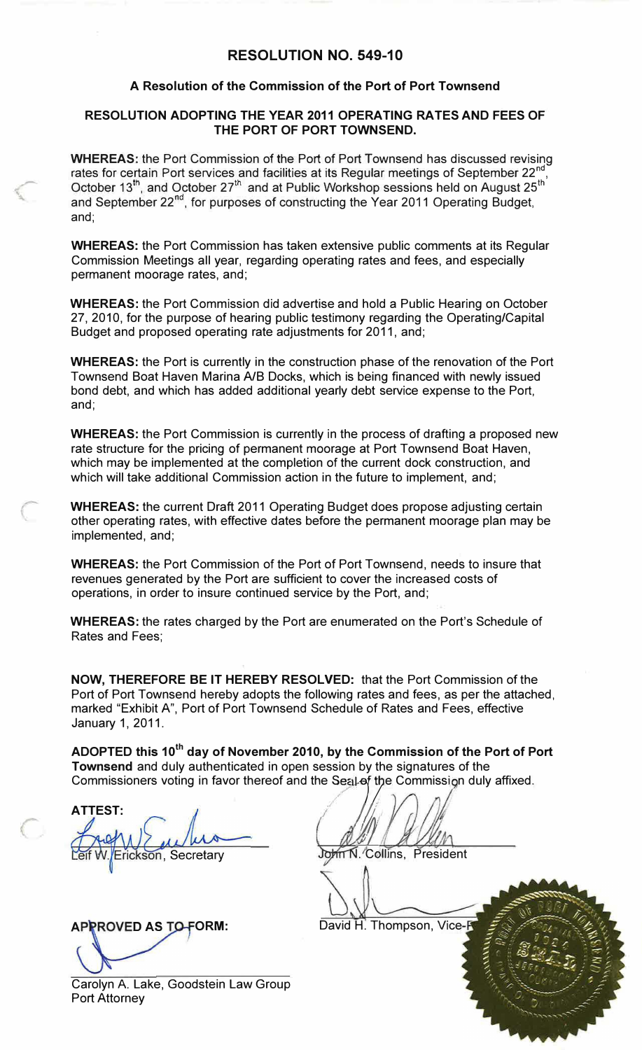# RESOLUTION NO. 549-10

### A Resolution of the Commission of the Port of Port Townsend

### RESOLUTION ADOPTING THE YEAR 2011 OPERATING RATES AND FEES OF THE PORT OF PORT TOWNSEND.

**WHEREAS:** the Port Commission of the Port of Port Townsend has discussed revising rates for certain Port services and facilities at its Regular meetings of September 22nd, October 13th, and October 27th and at Public Workshop sessions held on August 25th and September 22nd, for purposes of constructing the Year 2011 Operating Budget, and;

**WHEREAS:** the Port Commission has taken extensive public comments at its Regular Commission Meetings all year, regarding operating rates and fees, and especially permanent moorage rates, and;

**WHEREAS:** the Port Commission did advertise and hold a Public Hearing on October 27, 2010, for the purpose of hearing public testimony regarding the Operating/Capital Budget and proposed operating rate adjustments for 2011, and;

**WHEREAS:** the Port is currently in the construction phase of the renovation of the Port Townsend Boat Haven Marina A/B Docks, which is being financed with newly issued bond debt, and which has added additional yearly debt service expense to the Port, and;

**WHEREAS:** the Port Commission is currently in the process of drafting a proposed new rate structure for the pricing of permanent moorage at Port Townsend Boat Haven, which may be implemented at the completion of the current dock construction, and which will take additional Commission action in the future to implement, and;

**WHEREAS:** the current Draft 2011 Operating Budget does propose adjusting certain other operating rates, with effective dates before the permanent moorage plan may be implemented, and;

**WHEREAS:** the Port Commission of the Port of Port Townsend, needs to insure that revenues generated by the Port are sufficient to cover the increased costs of operations, in order to insure continued service by the Port, and;

**WHEREAS:** the rates charged by the Port are enumerated on the Port's Schedule of Rates and Fees;

**NOW, THEREFORE BE IT HEREBY RESOLVED:** that the Port Commission of the Port of Port Townsend hereby adopts the following rates and fees, as per the attached, marked "Exhibit A", Port of Port Townsend Schedule of Rates and Fees, effective January 1, 2011.

**ADOPTED this 10th day of November 2010, by the Commission of the Port of Port Townsend** and duly authenticated in open session by the signatures of the Commissioners voting in favor thereof and the Seal of the Commission duly affixed.

**ATTEST:**

Leif W. Erickson, Secretary

John N. Collins, President

David H. Thompson, Vice-President

**APPROVED AS TO FORM:**

Carolyn A. Lake, Goodstein Law Group
Port Attorney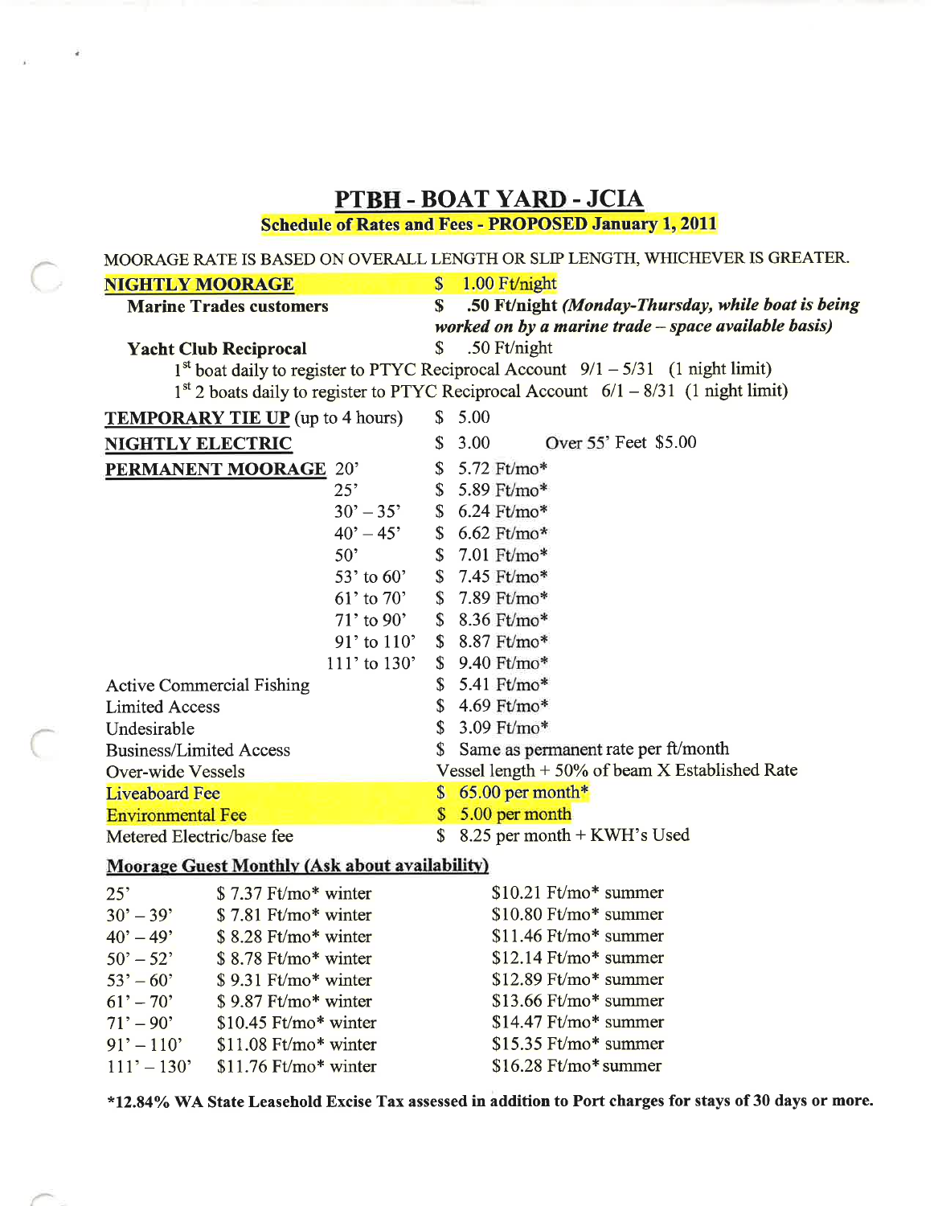## PTBH - BOAT YARD - JCIA

### Schedule of Rates and Fees - PROPOSED January 1, 2011

MOORAGE RATE IS BASED ON OVERALL LENGTH OR SLIP LENGTH, WHICHEVER IS GREATER.

| | | |
|---|---|---|
| **NIGHTLY MOORAGE** | | $ 1.00 Ft/night |
| **Marine Trades customers** | | $ **.50 Ft/night** ***(Monday-Thursday, while boat is being worked on by a marine trade – space available basis)*** |
| **Yacht Club Reciprocal** | | $ .50 Ft/night |

1st boat daily to register to PTYC Reciprocal Account 9/1 – 5/31 (1 night limit)
1st 2 boats daily to register to PTYC Reciprocal Account 6/1 – 8/31 (1 night limit)

| | | |
|---|---|---|
| **TEMPORARY TIE UP** (up to 4 hours) | | $ 5.00 |
| **NIGHTLY ELECTRIC** | | $ 3.00 Over 55' Feet $5.00 |
| **PERMANENT MOORAGE** | 20' | $ 5.72 Ft/mo* |
| | 25' | $ 5.89 Ft/mo* |
| | 30' – 35' | $ 6.24 Ft/mo* |
| | 40' – 45' | $ 6.62 Ft/mo* |
| | 50' | $ 7.01 Ft/mo* |
| | 53' to 60' | $ 7.45 Ft/mo* |
| | 61' to 70' | $ 7.89 Ft/mo* |
| | 71' to 90' | $ 8.36 Ft/mo* |
| | 91' to 110' | $ 8.87 Ft/mo* |
| | 111' to 130' | $ 9.40 Ft/mo* |
| Active Commercial Fishing | | $ 5.41 Ft/mo* |
| Limited Access | | $ 4.69 Ft/mo* |
| Undesirable | | $ 3.09 Ft/mo* |
| Business/Limited Access | | $ Same as permanent rate per ft/month |
| Over-wide Vessels | | Vessel length + 50% of beam X Established Rate |
| Liveaboard Fee | | $ 65.00 per month* |
| Environmental Fee | | $ 5.00 per month |
| Metered Electric/base fee | | $ 8.25 per month + KWH's Used |

**Moorage Guest Monthly (Ask about availability)**

| | | |
|---|---|---|
| 25' | $ 7.37 Ft/mo* winter | $10.21 Ft/mo* summer |
| 30' – 39' | $ 7.81 Ft/mo* winter | $10.80 Ft/mo* summer |
| 40' – 49' | $ 8.28 Ft/mo* winter | $11.46 Ft/mo* summer |
| 50' – 52' | $ 8.78 Ft/mo* winter | $12.14 Ft/mo* summer |
| 53' – 60' | $ 9.31 Ft/mo* winter | $12.89 Ft/mo* summer |
| 61' – 70' | $ 9.87 Ft/mo* winter | $13.66 Ft/mo* summer |
| 71' – 90' | $10.45 Ft/mo* winter | $14.47 Ft/mo* summer |
| 91' – 110' | $11.08 Ft/mo* winter | $15.35 Ft/mo* summer |
| 111' – 130' | $11.76 Ft/mo* winter | $16.28 Ft/mo* summer |

**\*12.84% WA State Leasehold Excise Tax assessed in addition to Port charges for stays of 30 days or more.**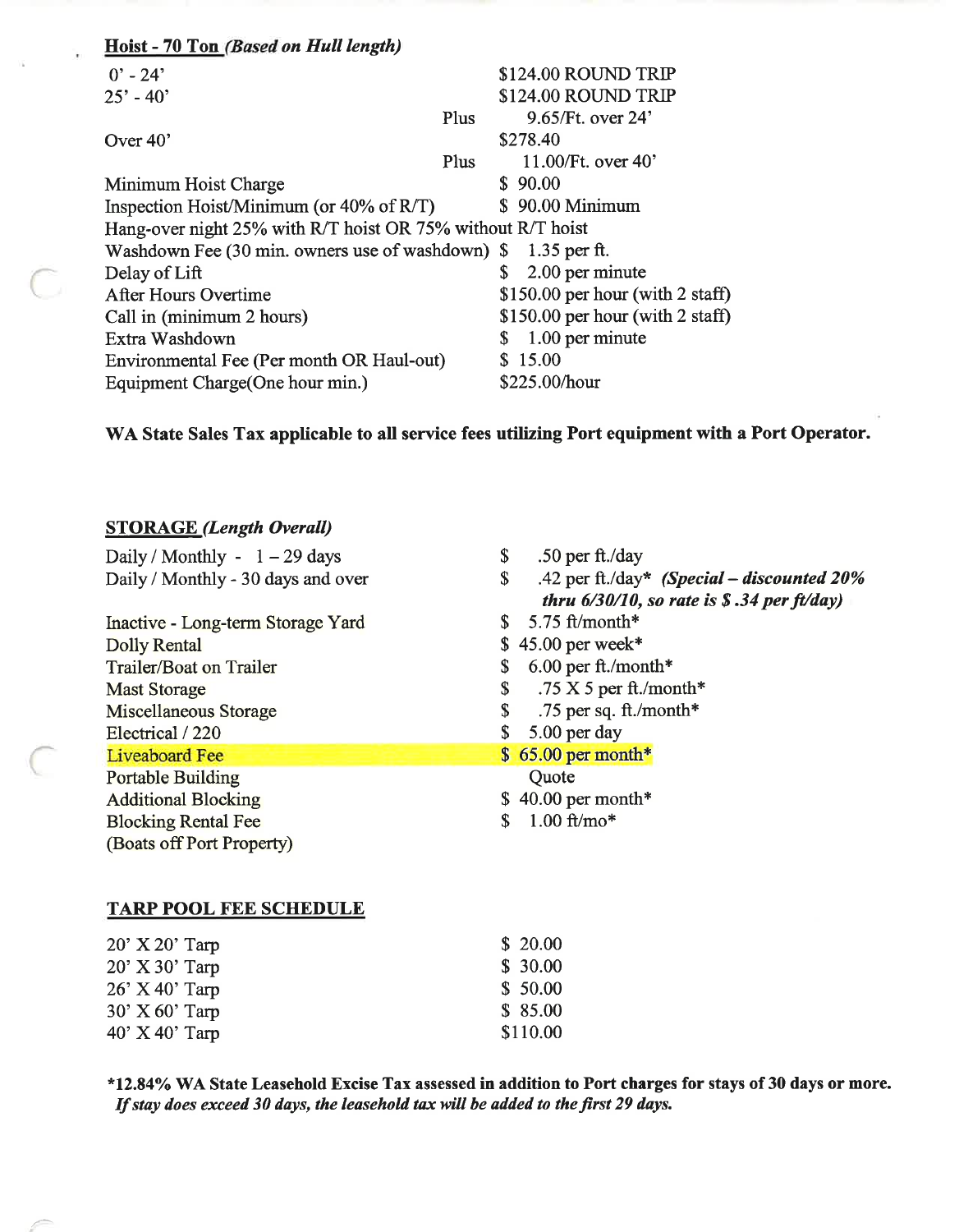## **Hoist - 70 Ton** *(Based on Hull length)*

| | | |
|---|---|---|
| 0' - 24' | | $124.00 ROUND TRIP |
| 25' - 40' | | $124.00 ROUND TRIP |
| | Plus | 9.65/Ft. over 24' |
| Over 40' | | $278.40 |
| | Plus | 11.00/Ft. over 40' |
| Minimum Hoist Charge | | $ 90.00 |
| Inspection Hoist/Minimum (or 40% of R/T) | | $ 90.00 Minimum |
| Hang-over night 25% with R/T hoist OR 75% without R/T hoist | | |
| Washdown Fee (30 min. owners use of washdown) | | $ 1.35 per ft. |
| Delay of Lift | | $ 2.00 per minute |
| After Hours Overtime | | $150.00 per hour (with 2 staff) |
| Call in (minimum 2 hours) | | $150.00 per hour (with 2 staff) |
| Extra Washdown | | $ 1.00 per minute |
| Environmental Fee (Per month OR Haul-out) | | $ 15.00 |
| Equipment Charge(One hour min.) | | $225.00/hour |

**WA State Sales Tax applicable to all service fees utilizing Port equipment with a Port Operator.**

## **STORAGE** *(Length Overall)*

| | |
|---|---|
| Daily / Monthly - 1 – 29 days | $ .50 per ft./day |
| Daily / Monthly - 30 days and over | $ .42 per ft./day* ***(Special – discounted 20% thru 6/30/10, so rate is $ .34 per ft/day)*** |
| Inactive - Long-term Storage Yard | $ 5.75 ft/month* |
| Dolly Rental | $ 45.00 per week* |
| Trailer/Boat on Trailer | $ 6.00 per ft./month* |
| Mast Storage | $ .75 X 5 per ft./month* |
| Miscellaneous Storage | $ .75 per sq. ft./month* |
| Electrical / 220 | $ 5.00 per day |
| Liveaboard Fee | $ 65.00 per month* |
| Portable Building | Quote |
| Additional Blocking | $ 40.00 per month* |
| Blocking Rental Fee (Boats off Port Property) | $ 1.00 ft/mo* |

## **TARP POOL FEE SCHEDULE**

| | |
|---|---|
| 20' X 20' Tarp | $ 20.00 |
| 20' X 30' Tarp | $ 30.00 |
| 26' X 40' Tarp | $ 50.00 |
| 30' X 60' Tarp | $ 85.00 |
| 40' X 40' Tarp | $110.00 |

**\*12.84% WA State Leasehold Excise Tax assessed in addition to Port charges for stays of 30 days or more.** ***If stay does exceed 30 days, the leasehold tax will be added to the first 29 days.***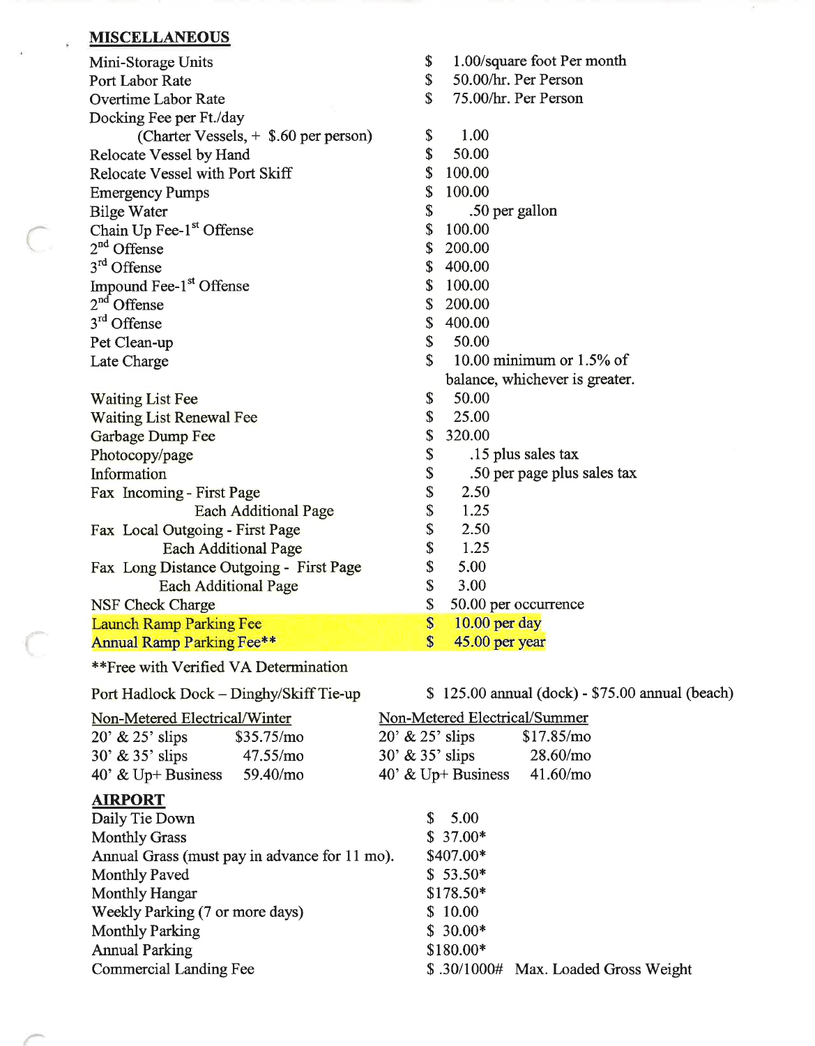## MISCELLANEOUS

| Item | Fee |
|---|---|
| Mini-Storage Units | $ 1.00/square foot Per month |
| Port Labor Rate | $ 50.00/hr. Per Person |
| Overtime Labor Rate | $ 75.00/hr. Per Person |
| Docking Fee per Ft./day (Charter Vessels, + $.60 per person) | $ 1.00 |
| Relocate Vessel by Hand | $ 50.00 |
| Relocate Vessel with Port Skiff | $ 100.00 |
| Emergency Pumps | $ 100.00 |
| Bilge Water | $ .50 per gallon |
| Chain Up Fee-1st Offense | $ 100.00 |
| 2nd Offense | $ 200.00 |
| 3rd Offense | $ 400.00 |
| Impound Fee-1st Offense | $ 100.00 |
| 2nd Offense | $ 200.00 |
| 3rd Offense | $ 400.00 |
| Pet Clean-up | $ 50.00 |
| Late Charge | $ 10.00 minimum or 1.5% of balance, whichever is greater. |
| Waiting List Fee | $ 50.00 |
| Waiting List Renewal Fee | $ 25.00 |
| Garbage Dump Fee | $ 320.00 |
| Photocopy/page | $ .15 plus sales tax |
| Information | $ .50 per page plus sales tax |
| Fax Incoming - First Page | $ 2.50 |
| Each Additional Page | $ 1.25 |
| Fax Local Outgoing - First Page | $ 2.50 |
| Each Additional Page | $ 1.25 |
| Fax Long Distance Outgoing - First Page | $ 5.00 |
| Each Additional Page | $ 3.00 |
| NSF Check Charge | $ 50.00 per occurrence |
| Launch Ramp Parking Fee | $ 10.00 per day |
| Annual Ramp Parking Fee** | $ 45.00 per year |

**Free with Verified VA Determination

Port Hadlock Dock – Dinghy/Skiff Tie-up — $ 125.00 annual (dock) - $75.00 annual (beach)

| Non-Metered Electrical/Winter | | Non-Metered Electrical/Summer | |
|---|---|---|---|
| 20' & 25' slips | $35.75/mo | 20' & 25' slips | $17.85/mo |
| 30' & 35' slips | 47.55/mo | 30' & 35' slips | 28.60/mo |
| 40' & Up+ Business | 59.40/mo | 40' & Up+ Business | 41.60/mo |

## AIRPORT

| Item | Fee |
|---|---|
| Daily Tie Down | $ 5.00 |
| Monthly Grass | $ 37.00* |
| Annual Grass (must pay in advance for 11 mo). | $407.00* |
| Monthly Paved | $ 53.50* |
| Monthly Hangar | $178.50* |
| Weekly Parking (7 or more days) | $ 10.00 |
| Monthly Parking | $ 30.00* |
| Annual Parking | $180.00* |
| Commercial Landing Fee | $ .30/1000# Max. Loaded Gross Weight |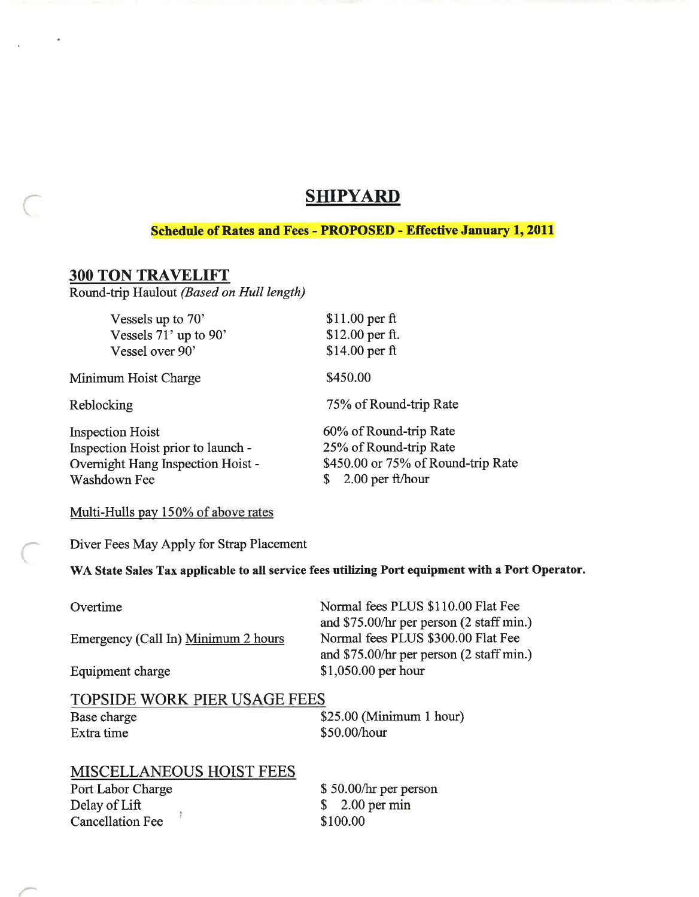# SHIPYARD

**Schedule of Rates and Fees - PROPOSED - Effective January 1, 2011**

## 300 TON TRAVELIFT

Round-trip Haulout *(Based on Hull length)*

| | |
|---|---|
| Vessels up to 70' | $11.00 per ft |
| Vessels 71' up to 90' | $12.00 per ft. |
| Vessel over 90' | $14.00 per ft |

| | |
|---|---|
| Minimum Hoist Charge | $450.00 |
| Reblocking | 75% of Round-trip Rate |
| Inspection Hoist | 60% of Round-trip Rate |
| Inspection Hoist prior to launch - | 25% of Round-trip Rate |
| Overnight Hang Inspection Hoist - | $450.00 or 75% of Round-trip Rate |
| Washdown Fee | $ 2.00 per ft/hour |

Multi-Hulls pay 150% of above rates

Diver Fees May Apply for Strap Placement

**WA State Sales Tax applicable to all service fees utilizing Port equipment with a Port Operator.**

| | |
|---|---|
| Overtime | Normal fees PLUS $110.00 Flat Fee and $75.00/hr per person (2 staff min.) |
| Emergency (Call In) Minimum 2 hours | Normal fees PLUS $300.00 Flat Fee and $75.00/hr per person (2 staff min.) |
| Equipment charge | $1,050.00 per hour |

## TOPSIDE WORK PIER USAGE FEES

| | |
|---|---|
| Base charge | $25.00 (Minimum 1 hour) |
| Extra time | $50.00/hour |

## MISCELLANEOUS HOIST FEES

| | |
|---|---|
| Port Labor Charge | $ 50.00/hr per person |
| Delay of Lift | $ 2.00 per min |
| Cancellation Fee | $100.00 |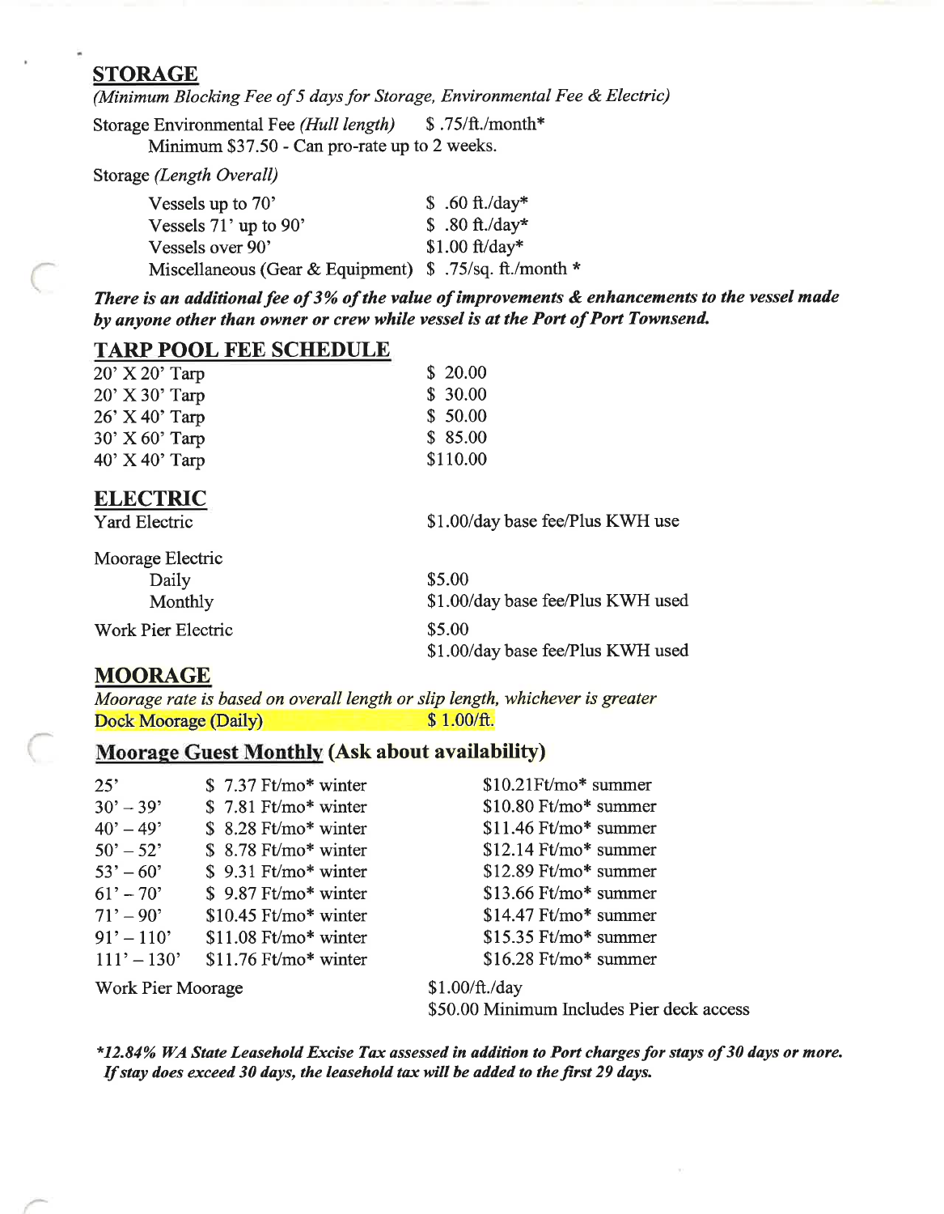## STORAGE

*(Minimum Blocking Fee of 5 days for Storage, Environmental Fee & Electric)*

Storage Environmental Fee *(Hull length)* $ .75/ft./month*

Minimum $37.50 - Can pro-rate up to 2 weeks.

Storage *(Length Overall)*

| | |
|---|---|
| Vessels up to 70' | $ .60 ft./day* |
| Vessels 71' up to 90' | $ .80 ft./day* |
| Vessels over 90' | $1.00 ft/day* |
| Miscellaneous (Gear & Equipment) | $ .75/sq. ft./month * |

***There is an additional fee of 3% of the value of improvements & enhancements to the vessel made by anyone other than owner or crew while vessel is at the Port of Port Townsend.***

## TARP POOL FEE SCHEDULE

| | |
|---|---|
| 20' X 20' Tarp | $ 20.00 |
| 20' X 30' Tarp | $ 30.00 |
| 26' X 40' Tarp | $ 50.00 |
| 30' X 60' Tarp | $ 85.00 |
| 40' X 40' Tarp | $110.00 |

## ELECTRIC

| | |
|---|---|
| Yard Electric | $1.00/day base fee/Plus KWH use |
| Moorage Electric | |
| Daily | $5.00 |
| Monthly | $1.00/day base fee/Plus KWH used |
| Work Pier Electric | $5.00 |
| | $1.00/day base fee/Plus KWH used |

## MOORAGE

*Moorage rate is based on overall length or slip length, whichever is greater*

Dock Moorage (Daily) $ 1.00/ft.

## Moorage Guest Monthly (Ask about availability)

| | | |
|---|---|---|
| 25' | $ 7.37 Ft/mo* winter | $10.21Ft/mo* summer |
| 30' – 39' | $ 7.81 Ft/mo* winter | $10.80 Ft/mo* summer |
| 40' – 49' | $ 8.28 Ft/mo* winter | $11.46 Ft/mo* summer |
| 50' – 52' | $ 8.78 Ft/mo* winter | $12.14 Ft/mo* summer |
| 53' – 60' | $ 9.31 Ft/mo* winter | $12.89 Ft/mo* summer |
| 61' – 70' | $ 9.87 Ft/mo* winter | $13.66 Ft/mo* summer |
| 71' – 90' | $10.45 Ft/mo* winter | $14.47 Ft/mo* summer |
| 91' – 110' | $11.08 Ft/mo* winter | $15.35 Ft/mo* summer |
| 111' – 130' | $11.76 Ft/mo* winter | $16.28 Ft/mo* summer |

Work Pier Moorage $1.00/ft./day

$50.00 Minimum Includes Pier deck access

***12.84% WA State Leasehold Excise Tax assessed in addition to Port charges for stays of 30 days or more. If stay does exceed 30 days, the leasehold tax will be added to the first 29 days.***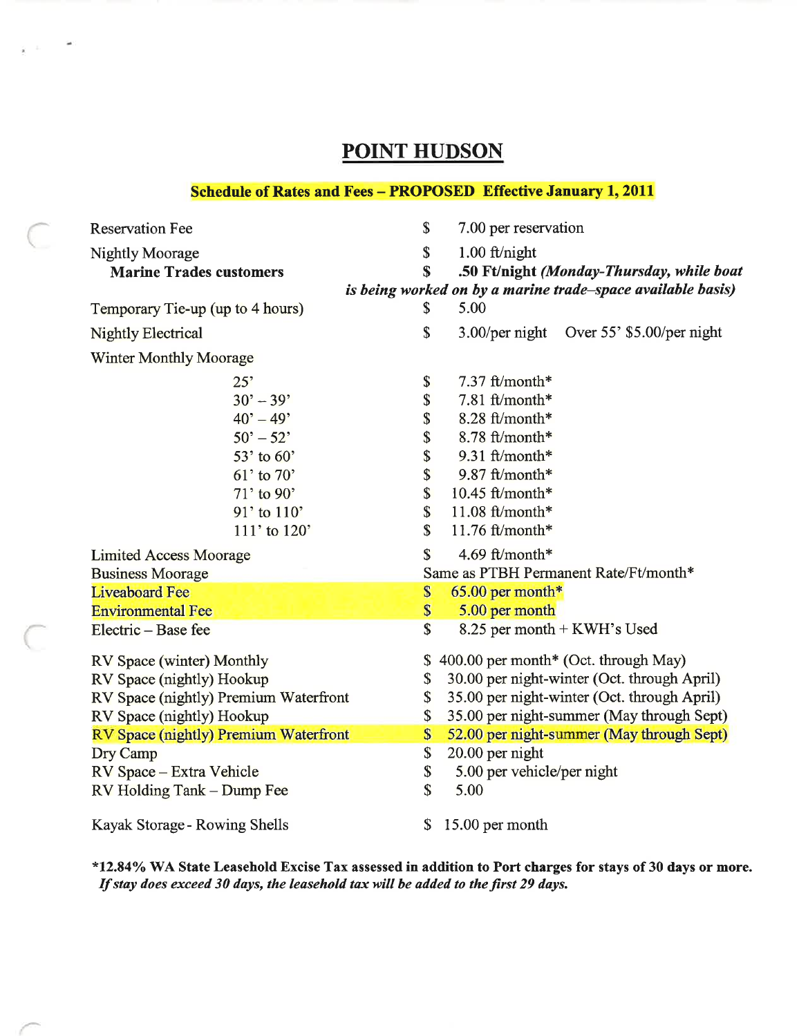# POINT HUDSON

**Schedule of Rates and Fees – PROPOSED Effective January 1, 2011**

| | | |
|---|---|---|
| Reservation Fee | $ | 7.00 per reservation |
| Nightly Moorage | $ | 1.00 ft/night |
| **Marine Trades customers** | $ | **.50 Ft/night** ***(Monday-Thursday, while boat is being worked on by a marine trade–space available basis)*** |
| Temporary Tie-up (up to 4 hours) | $ | 5.00 |
| Nightly Electrical | $ | 3.00/per night Over 55' $5.00/per night |
| Winter Monthly Moorage | | |
| 25' | $ | 7.37 ft/month* |
| 30' – 39' | $ | 7.81 ft/month* |
| 40' – 49' | $ | 8.28 ft/month* |
| 50' – 52' | $ | 8.78 ft/month* |
| 53' to 60' | $ | 9.31 ft/month* |
| 61' to 70' | $ | 9.87 ft/month* |
| 71' to 90' | $ | 10.45 ft/month* |
| 91' to 110' | $ | 11.08 ft/month* |
| 111' to 120' | $ | 11.76 ft/month* |
| Limited Access Moorage | $ | 4.69 ft/month* |
| Business Moorage | | Same as PTBH Permanent Rate/Ft/month* |
| Liveaboard Fee | $ | 65.00 per month* |
| Environmental Fee | $ | 5.00 per month |
| Electric – Base fee | $ | 8.25 per month + KWH's Used |
| RV Space (winter) Monthly | $ | 400.00 per month* (Oct. through May) |
| RV Space (nightly) Hookup | $ | 30.00 per night-winter (Oct. through April) |
| RV Space (nightly) Premium Waterfront | $ | 35.00 per night-winter (Oct. through April) |
| RV Space (nightly) Hookup | $ | 35.00 per night-summer (May through Sept) |
| RV Space (nightly) Premium Waterfront | $ | 52.00 per night-summer (May through Sept) |
| Dry Camp | $ | 20.00 per night |
| RV Space – Extra Vehicle | $ | 5.00 per vehicle/per night |
| RV Holding Tank – Dump Fee | $ | 5.00 |
| Kayak Storage - Rowing Shells | $ | 15.00 per month |

**\*12.84% WA State Leasehold Excise Tax assessed in addition to Port charges for stays of 30 days or more.**
***If stay does exceed 30 days, the leasehold tax will be added to the first 29 days.***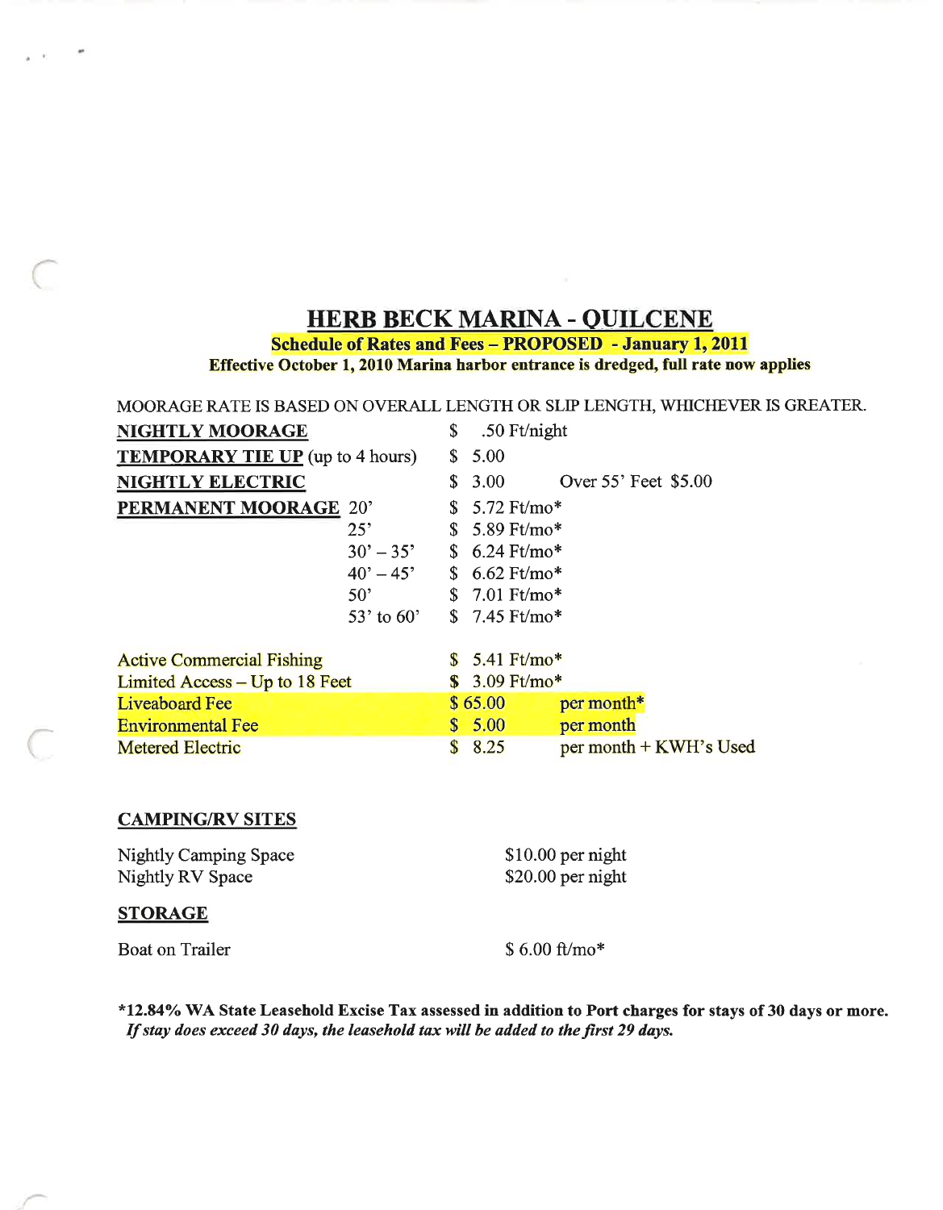# HERB BECK MARINA - QUILCENE

**Schedule of Rates and Fees – PROPOSED - January 1, 2011**

**Effective October 1, 2010 Marina harbor entrance is dredged, full rate now applies**

MOORAGE RATE IS BASED ON OVERALL LENGTH OR SLIP LENGTH, WHICHEVER IS GREATER.

| | | | |
|---|---|---|---|
| **NIGHTLY MOORAGE** | | $ .50 Ft/night | |
| **TEMPORARY TIE UP** (up to 4 hours) | | $ 5.00 | |
| **NIGHTLY ELECTRIC** | | $ 3.00 | Over 55' Feet $5.00 |
| **PERMANENT MOORAGE** | 20' | $ 5.72 Ft/mo* | |
| | 25' | $ 5.89 Ft/mo* | |
| | 30' – 35' | $ 6.24 Ft/mo* | |
| | 40' – 45' | $ 6.62 Ft/mo* | |
| | 50' | $ 7.01 Ft/mo* | |
| | 53' to 60' | $ 7.45 Ft/mo* | |

| | | |
|---|---|---|
| Active Commercial Fishing | $ 5.41 Ft/mo* | |
| Limited Access – Up to 18 Feet | $ 3.09 Ft/mo* | |
| Liveaboard Fee | $ 65.00 | per month* |
| Environmental Fee | $ 5.00 | per month |
| Metered Electric | $ 8.25 | per month + KWH's Used |

**CAMPING/RV SITES**

| | |
|---|---|
| Nightly Camping Space | $10.00 per night |
| Nightly RV Space | $20.00 per night |

**STORAGE**

| | |
|---|---|
| Boat on Trailer | $ 6.00 ft/mo* |

**\*12.84% WA State Leasehold Excise Tax assessed in addition to Port charges for stays of 30 days or more.**
***If stay does exceed 30 days, the leasehold tax will be added to the first 29 days.***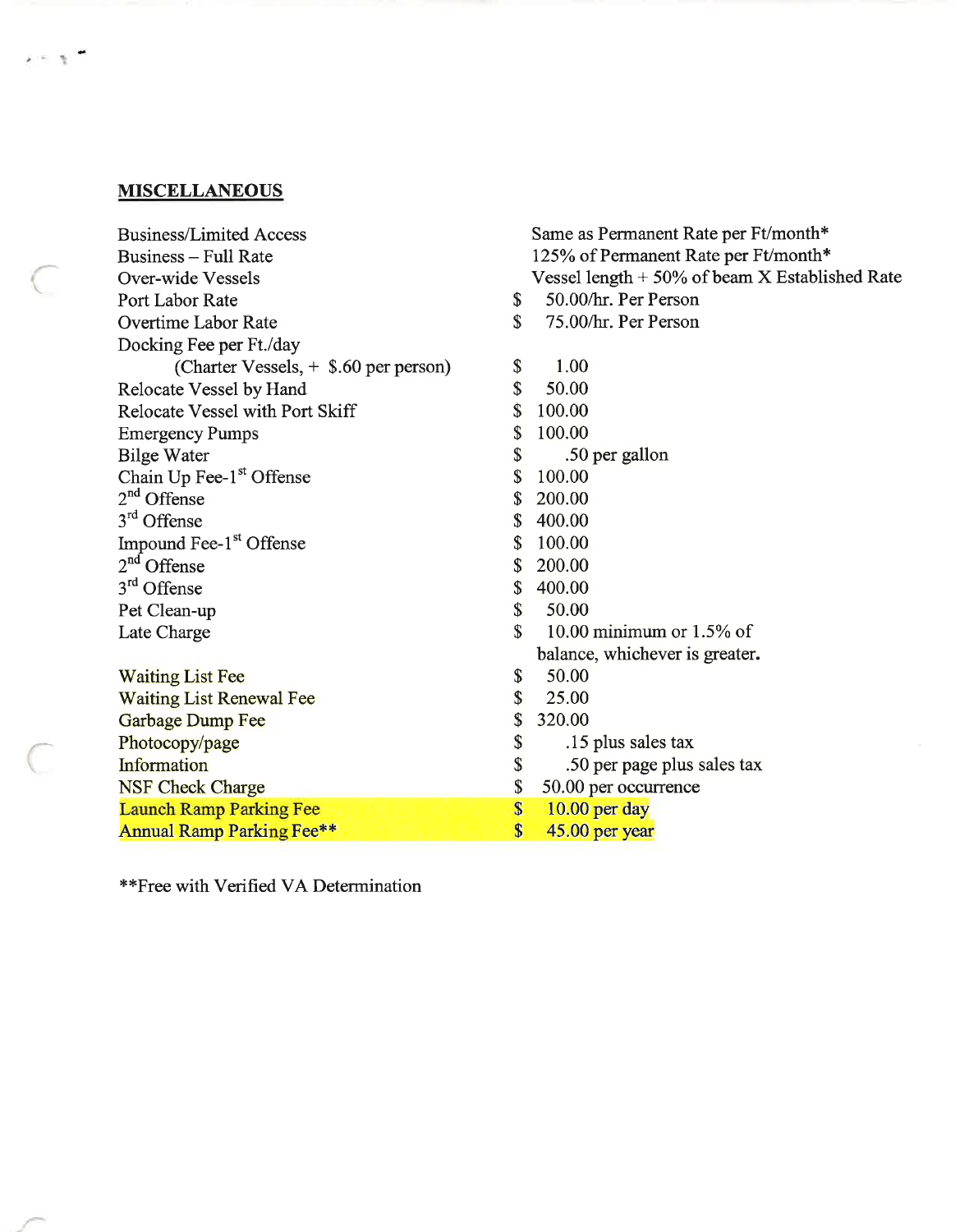## MISCELLANEOUS

| | |
|---|---|
| Business/Limited Access | Same as Permanent Rate per Ft/month* |
| Business – Full Rate | 125% of Permanent Rate per Ft/month* |
| Over-wide Vessels | Vessel length + 50% of beam X Established Rate |
| Port Labor Rate | $ 50.00/hr. Per Person |
| Overtime Labor Rate | $ 75.00/hr. Per Person |
| Docking Fee per Ft./day (Charter Vessels, + $.60 per person) | $ 1.00 |
| Relocate Vessel by Hand | $ 50.00 |
| Relocate Vessel with Port Skiff | $ 100.00 |
| Emergency Pumps | $ 100.00 |
| Bilge Water | $ .50 per gallon |
| Chain Up Fee-1st Offense | $ 100.00 |
| 2nd Offense | $ 200.00 |
| 3rd Offense | $ 400.00 |
| Impound Fee-1st Offense | $ 100.00 |
| 2nd Offense | $ 200.00 |
| 3rd Offense | $ 400.00 |
| Pet Clean-up | $ 50.00 |
| Late Charge | $ 10.00 minimum or 1.5% of balance, whichever is greater. |
| Waiting List Fee | $ 50.00 |
| Waiting List Renewal Fee | $ 25.00 |
| Garbage Dump Fee | $ 320.00 |
| Photocopy/page | $ .15 plus sales tax |
| Information | $ .50 per page plus sales tax |
| NSF Check Charge | $ 50.00 per occurrence |
| Launch Ramp Parking Fee | $ 10.00 per day |
| Annual Ramp Parking Fee** | $ 45.00 per year |

**Free with Verified VA Determination